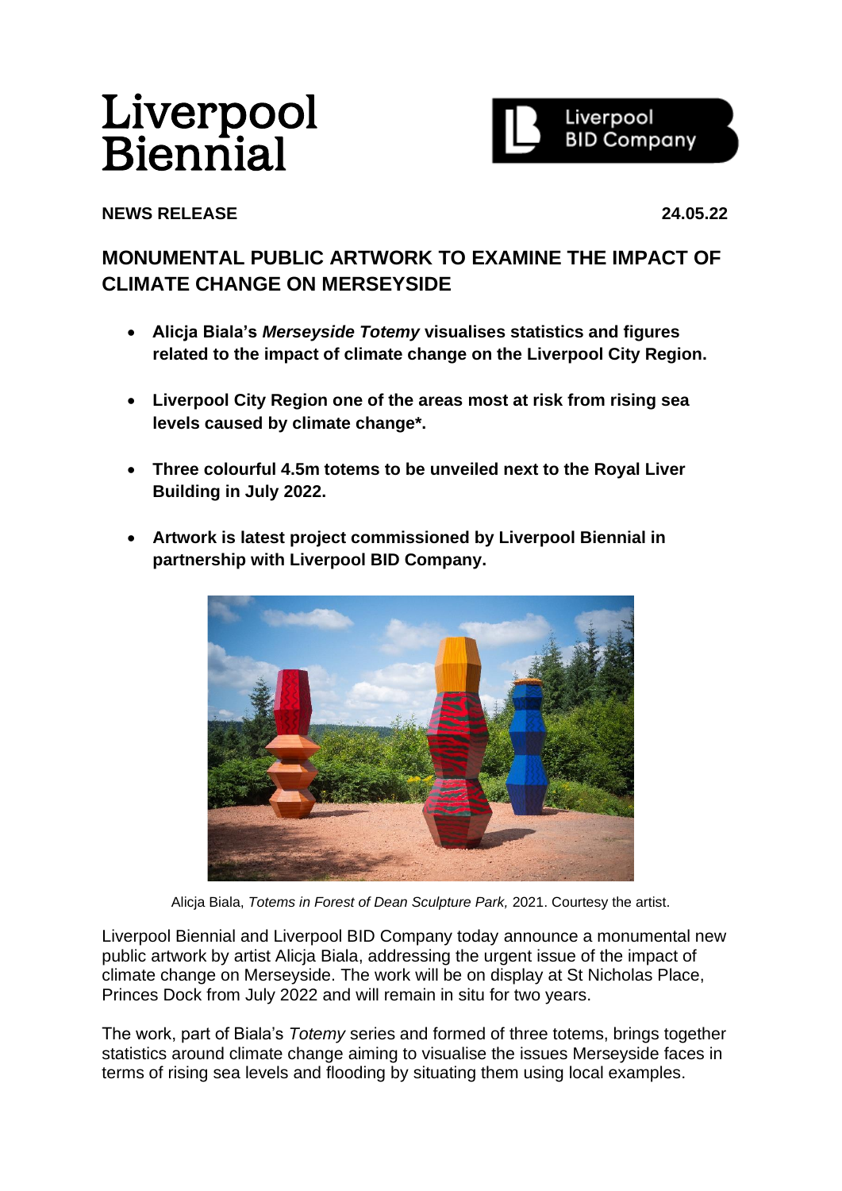Liverpool Biennial

Liverpool BID Company

**NEWS RELEASE** **24.05.22**

## MONUMENTAL PUBLIC ARTWORK TO EXAMINE THE IMPACT OF CLIMATE CHANGE ON MERSEYSIDE

- **Alicja Biala's *Merseyside Totemy* visualises statistics and figures related to the impact of climate change on the Liverpool City Region.**
- **Liverpool City Region one of the areas most at risk from rising sea levels caused by climate change*.**
- **Three colourful 4.5m totems to be unveiled next to the Royal Liver Building in July 2022.**
- **Artwork is latest project commissioned by Liverpool Biennial in partnership with Liverpool BID Company.**

Alicja Biala, *Totems in Forest of Dean Sculpture Park,* 2021. Courtesy the artist.

Liverpool Biennial and Liverpool BID Company today announce a monumental new public artwork by artist Alicja Biala, addressing the urgent issue of the impact of climate change on Merseyside. The work will be on display at St Nicholas Place, Princes Dock from July 2022 and will remain in situ for two years.

The work, part of Biala's *Totemy* series and formed of three totems, brings together statistics around climate change aiming to visualise the issues Merseyside faces in terms of rising sea levels and flooding by situating them using local examples.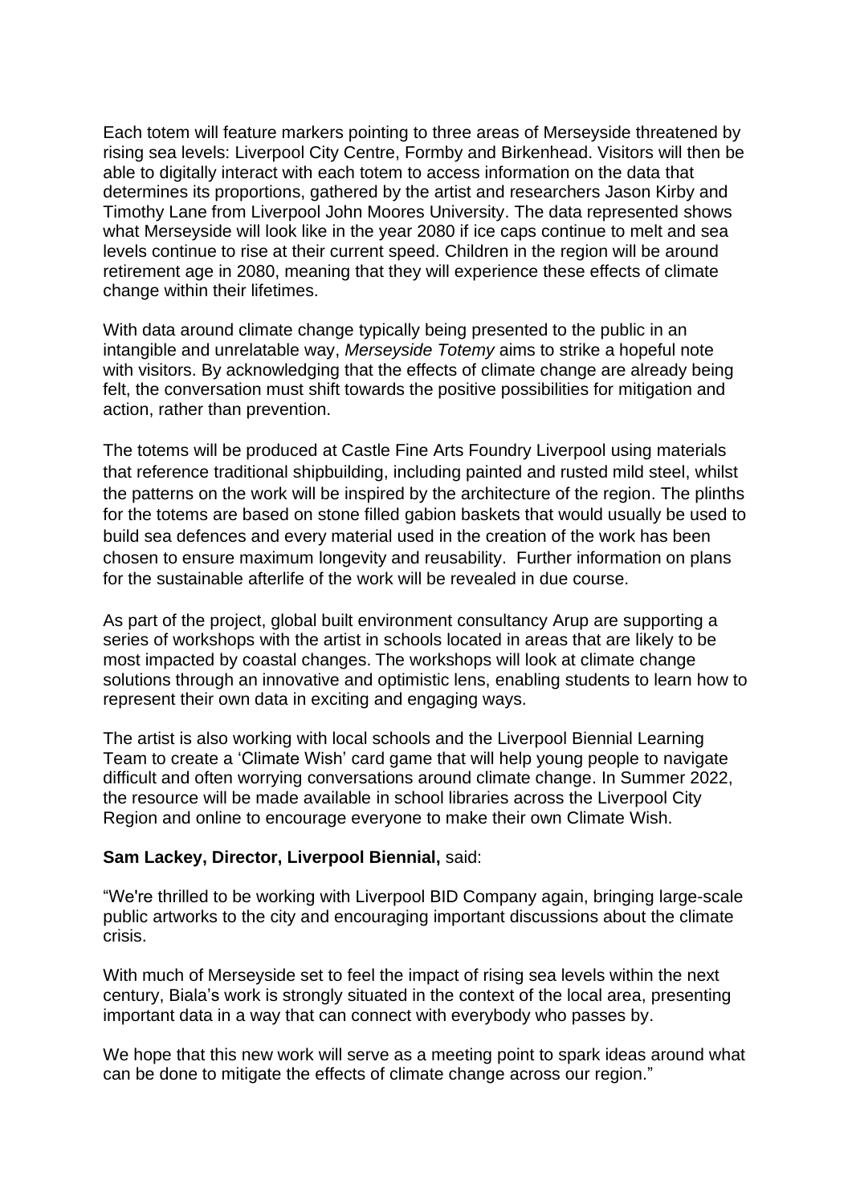Each totem will feature markers pointing to three areas of Merseyside threatened by rising sea levels: Liverpool City Centre, Formby and Birkenhead. Visitors will then be able to digitally interact with each totem to access information on the data that determines its proportions, gathered by the artist and researchers Jason Kirby and Timothy Lane from Liverpool John Moores University. The data represented shows what Merseyside will look like in the year 2080 if ice caps continue to melt and sea levels continue to rise at their current speed. Children in the region will be around retirement age in 2080, meaning that they will experience these effects of climate change within their lifetimes.

With data around climate change typically being presented to the public in an intangible and unrelatable way, *Merseyside Totemy* aims to strike a hopeful note with visitors. By acknowledging that the effects of climate change are already being felt, the conversation must shift towards the positive possibilities for mitigation and action, rather than prevention.

The totems will be produced at Castle Fine Arts Foundry Liverpool using materials that reference traditional shipbuilding, including painted and rusted mild steel, whilst the patterns on the work will be inspired by the architecture of the region. The plinths for the totems are based on stone filled gabion baskets that would usually be used to build sea defences and every material used in the creation of the work has been chosen to ensure maximum longevity and reusability. Further information on plans for the sustainable afterlife of the work will be revealed in due course.

As part of the project, global built environment consultancy Arup are supporting a series of workshops with the artist in schools located in areas that are likely to be most impacted by coastal changes. The workshops will look at climate change solutions through an innovative and optimistic lens, enabling students to learn how to represent their own data in exciting and engaging ways.

The artist is also working with local schools and the Liverpool Biennial Learning Team to create a 'Climate Wish' card game that will help young people to navigate difficult and often worrying conversations around climate change. In Summer 2022, the resource will be made available in school libraries across the Liverpool City Region and online to encourage everyone to make their own Climate Wish.

**Sam Lackey, Director, Liverpool Biennial,** said:

"We're thrilled to be working with Liverpool BID Company again, bringing large-scale public artworks to the city and encouraging important discussions about the climate crisis.

With much of Merseyside set to feel the impact of rising sea levels within the next century, Biala's work is strongly situated in the context of the local area, presenting important data in a way that can connect with everybody who passes by.

We hope that this new work will serve as a meeting point to spark ideas around what can be done to mitigate the effects of climate change across our region."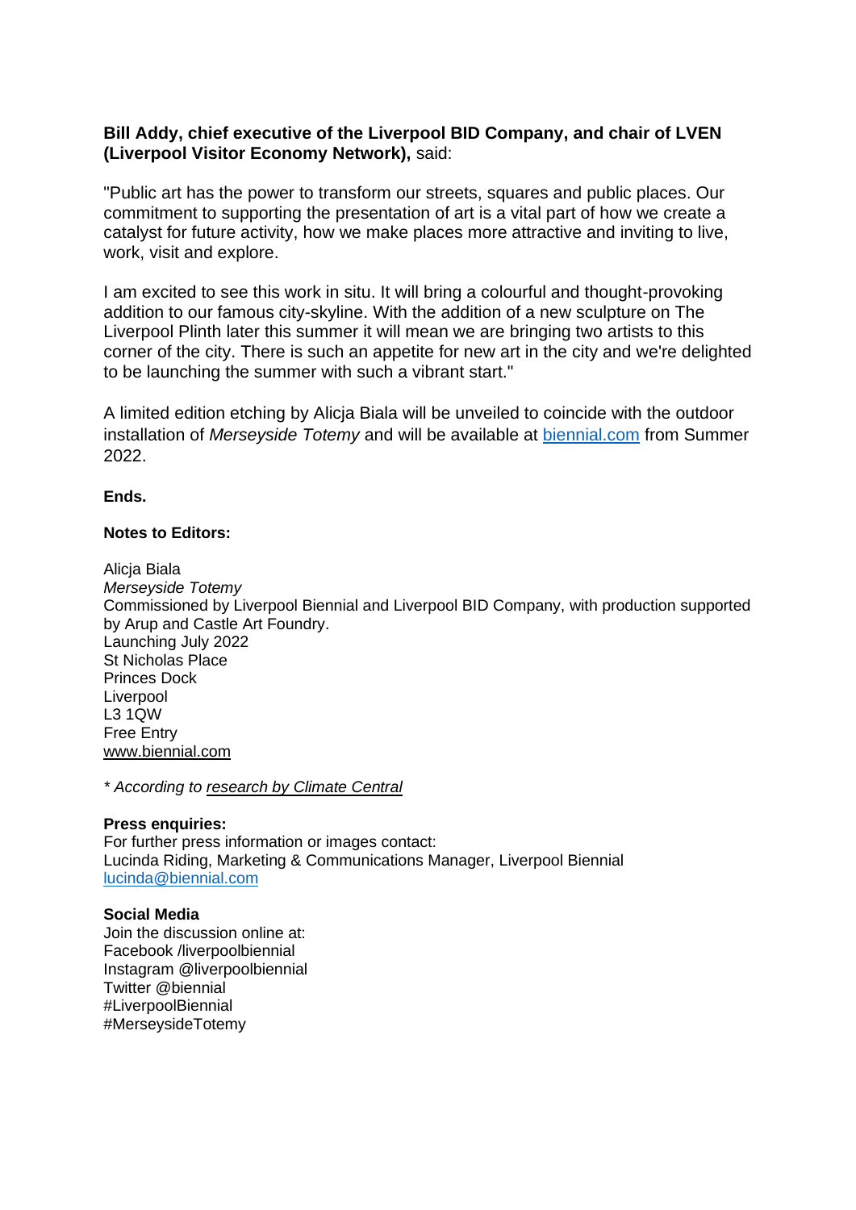**Bill Addy, chief executive of the Liverpool BID Company, and chair of LVEN (Liverpool Visitor Economy Network),** said:

"Public art has the power to transform our streets, squares and public places. Our commitment to supporting the presentation of art is a vital part of how we create a catalyst for future activity, how we make places more attractive and inviting to live, work, visit and explore.

I am excited to see this work in situ. It will bring a colourful and thought-provoking addition to our famous city-skyline. With the addition of a new sculpture on The Liverpool Plinth later this summer it will mean we are bringing two artists to this corner of the city. There is such an appetite for new art in the city and we're delighted to be launching the summer with such a vibrant start."

A limited edition etching by Alicja Biala will be unveiled to coincide with the outdoor installation of *Merseyside Totemy* and will be available at [biennial.com](biennial.com) from Summer 2022.

**Ends.**

**Notes to Editors:**

Alicja Biala
*Merseyside Totemy*
Commissioned by Liverpool Biennial and Liverpool BID Company, with production supported by Arup and Castle Art Foundry.
Launching July 2022
St Nicholas Place
Princes Dock
Liverpool
L3 1QW
Free Entry
www.biennial.com

\* *According to research by Climate Central*

**Press enquiries:**
For further press information or images contact:
Lucinda Riding, Marketing & Communications Manager, Liverpool Biennial
lucinda@biennial.com

**Social Media**
Join the discussion online at:
Facebook /liverpoolbiennial
Instagram @liverpoolbiennial
Twitter @biennial
#LiverpoolBiennial
#MerseysideTotemy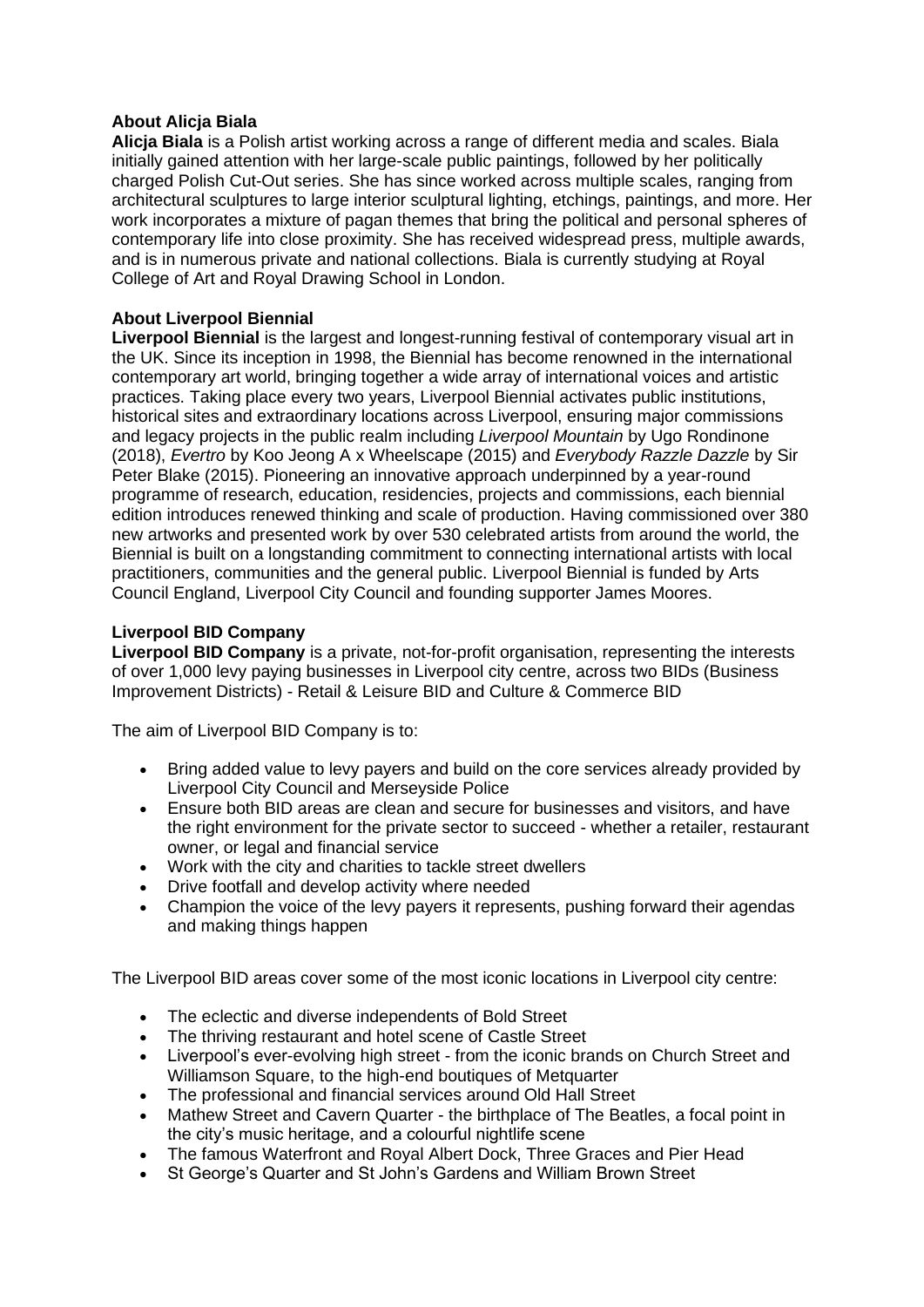### About Alicja Biala

**Alicja Biala** is a Polish artist working across a range of different media and scales. Biala initially gained attention with her large-scale public paintings, followed by her politically charged Polish Cut-Out series. She has since worked across multiple scales, ranging from architectural sculptures to large interior sculptural lighting, etchings, paintings, and more. Her work incorporates a mixture of pagan themes that bring the political and personal spheres of contemporary life into close proximity. She has received widespread press, multiple awards, and is in numerous private and national collections. Biala is currently studying at Royal College of Art and Royal Drawing School in London.

### About Liverpool Biennial

**Liverpool Biennial** is the largest and longest-running festival of contemporary visual art in the UK. Since its inception in 1998, the Biennial has become renowned in the international contemporary art world, bringing together a wide array of international voices and artistic practices. Taking place every two years, Liverpool Biennial activates public institutions, historical sites and extraordinary locations across Liverpool, ensuring major commissions and legacy projects in the public realm including *Liverpool Mountain* by Ugo Rondinone (2018), *Evertro* by Koo Jeong A x Wheelscape (2015) and *Everybody Razzle Dazzle* by Sir Peter Blake (2015). Pioneering an innovative approach underpinned by a year-round programme of research, education, residencies, projects and commissions, each biennial edition introduces renewed thinking and scale of production. Having commissioned over 380 new artworks and presented work by over 530 celebrated artists from around the world, the Biennial is built on a longstanding commitment to connecting international artists with local practitioners, communities and the general public. Liverpool Biennial is funded by Arts Council England, Liverpool City Council and founding supporter James Moores.

### Liverpool BID Company

**Liverpool BID Company** is a private, not-for-profit organisation, representing the interests of over 1,000 levy paying businesses in Liverpool city centre, across two BIDs (Business Improvement Districts) - Retail & Leisure BID and Culture & Commerce BID

The aim of Liverpool BID Company is to:

- Bring added value to levy payers and build on the core services already provided by Liverpool City Council and Merseyside Police
- Ensure both BID areas are clean and secure for businesses and visitors, and have the right environment for the private sector to succeed - whether a retailer, restaurant owner, or legal and financial service
- Work with the city and charities to tackle street dwellers
- Drive footfall and develop activity where needed
- Champion the voice of the levy payers it represents, pushing forward their agendas and making things happen

The Liverpool BID areas cover some of the most iconic locations in Liverpool city centre:

- The eclectic and diverse independents of Bold Street
- The thriving restaurant and hotel scene of Castle Street
- Liverpool's ever-evolving high street - from the iconic brands on Church Street and Williamson Square, to the high-end boutiques of Metquarter
- The professional and financial services around Old Hall Street
- Mathew Street and Cavern Quarter - the birthplace of The Beatles, a focal point in the city's music heritage, and a colourful nightlife scene
- The famous Waterfront and Royal Albert Dock, Three Graces and Pier Head
- St George's Quarter and St John's Gardens and William Brown Street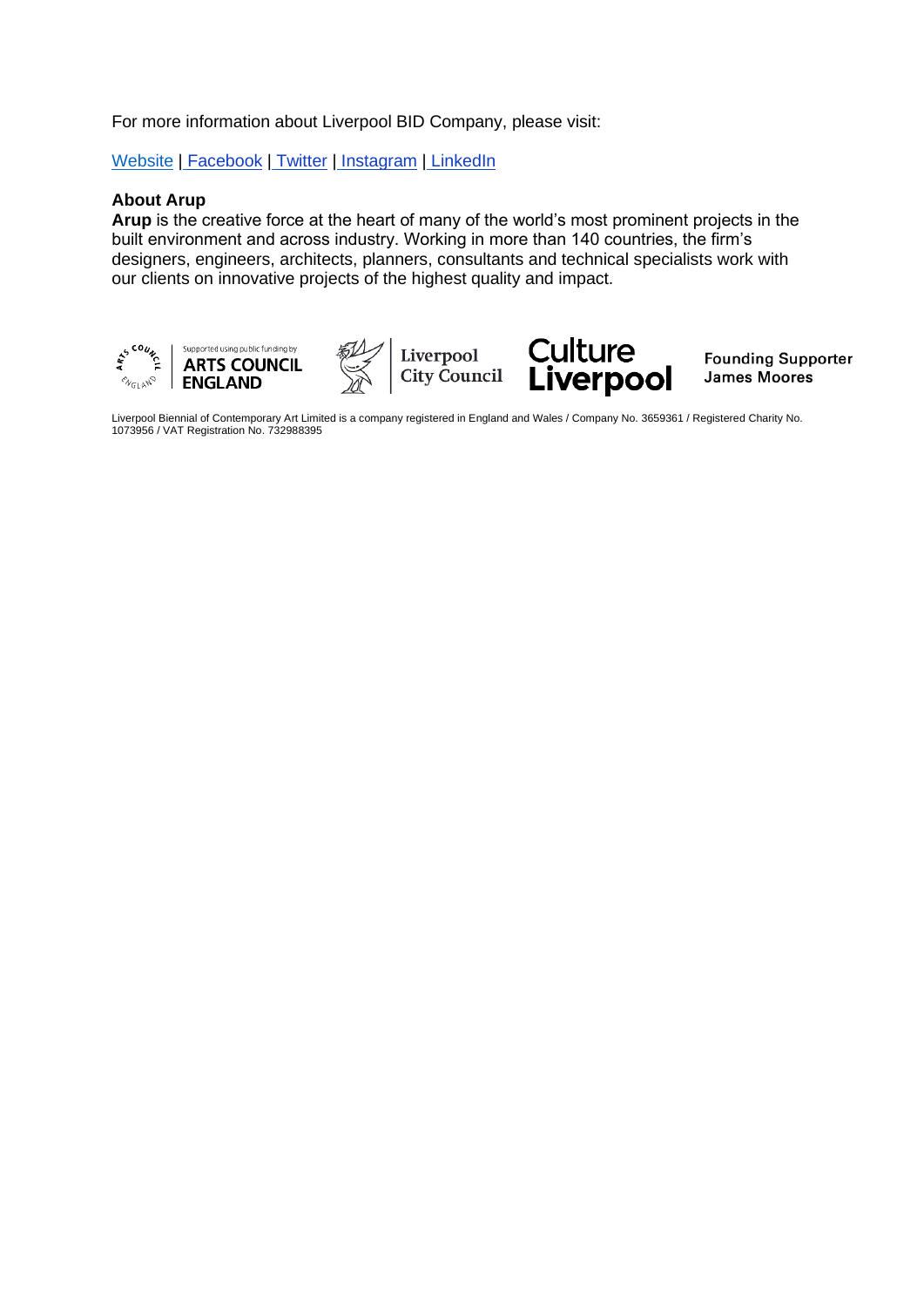For more information about Liverpool BID Company, please visit:

Website | Facebook | Twitter | Instagram | LinkedIn

**About Arup**

**Arup** is the creative force at the heart of many of the world's most prominent projects in the built environment and across industry. Working in more than 140 countries, the firm's designers, engineers, architects, planners, consultants and technical specialists work with our clients on innovative projects of the highest quality and impact.

Supported using public funding by ARTS COUNCIL ENGLAND

Liverpool City Council

Culture Liverpool

Founding Supporter James Moores

Liverpool Biennial of Contemporary Art Limited is a company registered in England and Wales / Company No. 3659361 / Registered Charity No. 1073956 / VAT Registration No. 732988395